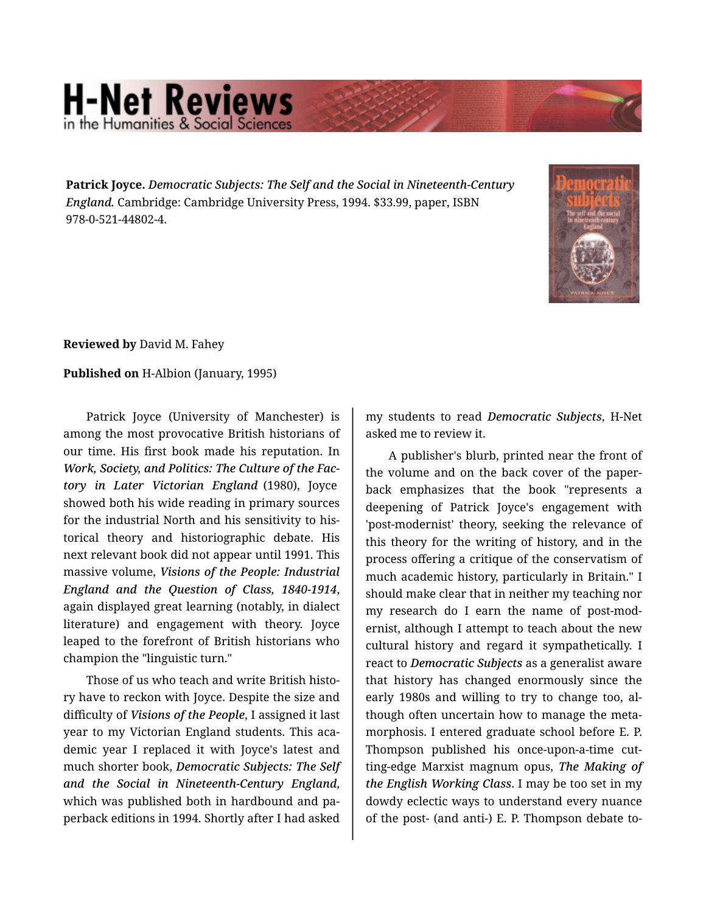**Patrick Joyce.** *Democratic Subjects: The Self and the Social in Nineteenth-Century England.* Cambridge: Cambridge University Press, 1994. $33.99, paper, ISBN 978-0-521-44802-4.

**Reviewed by** David M. Fahey

**Published on** H-Albion (January, 1995)

Patrick Joyce (University of Manchester) is among the most provocative British historians of our time. His first book made his reputation. In *Work, Society, and Politics: The Culture of the Factory in Later Victorian England* (1980), Joyce showed both his wide reading in primary sources for the industrial North and his sensitivity to historical theory and historiographic debate. His next relevant book did not appear until 1991. This massive volume, *Visions of the People: Industrial England and the Question of Class, 1840-1914*, again displayed great learning (notably, in dialect literature) and engagement with theory. Joyce leaped to the forefront of British historians who champion the "linguistic turn."

Those of us who teach and write British history have to reckon with Joyce. Despite the size and difficulty of *Visions of the People*, I assigned it last year to my Victorian England students. This academic year I replaced it with Joyce's latest and much shorter book, *Democratic Subjects: The Self and the Social in Nineteenth-Century England*, which was published both in hardbound and paperback editions in 1994. Shortly after I had asked my students to read *Democratic Subjects*, H-Net asked me to review it.

A publisher's blurb, printed near the front of the volume and on the back cover of the paperback emphasizes that the book "represents a deepening of Patrick Joyce's engagement with 'post-modernist' theory, seeking the relevance of this theory for the writing of history, and in the process offering a critique of the conservatism of much academic history, particularly in Britain." I should make clear that in neither my teaching nor my research do I earn the name of post-modernist, although I attempt to teach about the new cultural history and regard it sympathetically. I react to *Democratic Subjects* as a generalist aware that history has changed enormously since the early 1980s and willing to try to change too, although often uncertain how to manage the metamorphosis. I entered graduate school before E. P. Thompson published his once-upon-a-time cutting-edge Marxist magnum opus, *The Making of the English Working Class*. I may be too set in my dowdy eclectic ways to understand every nuance of the post- (and anti-) E. P. Thompson debate to-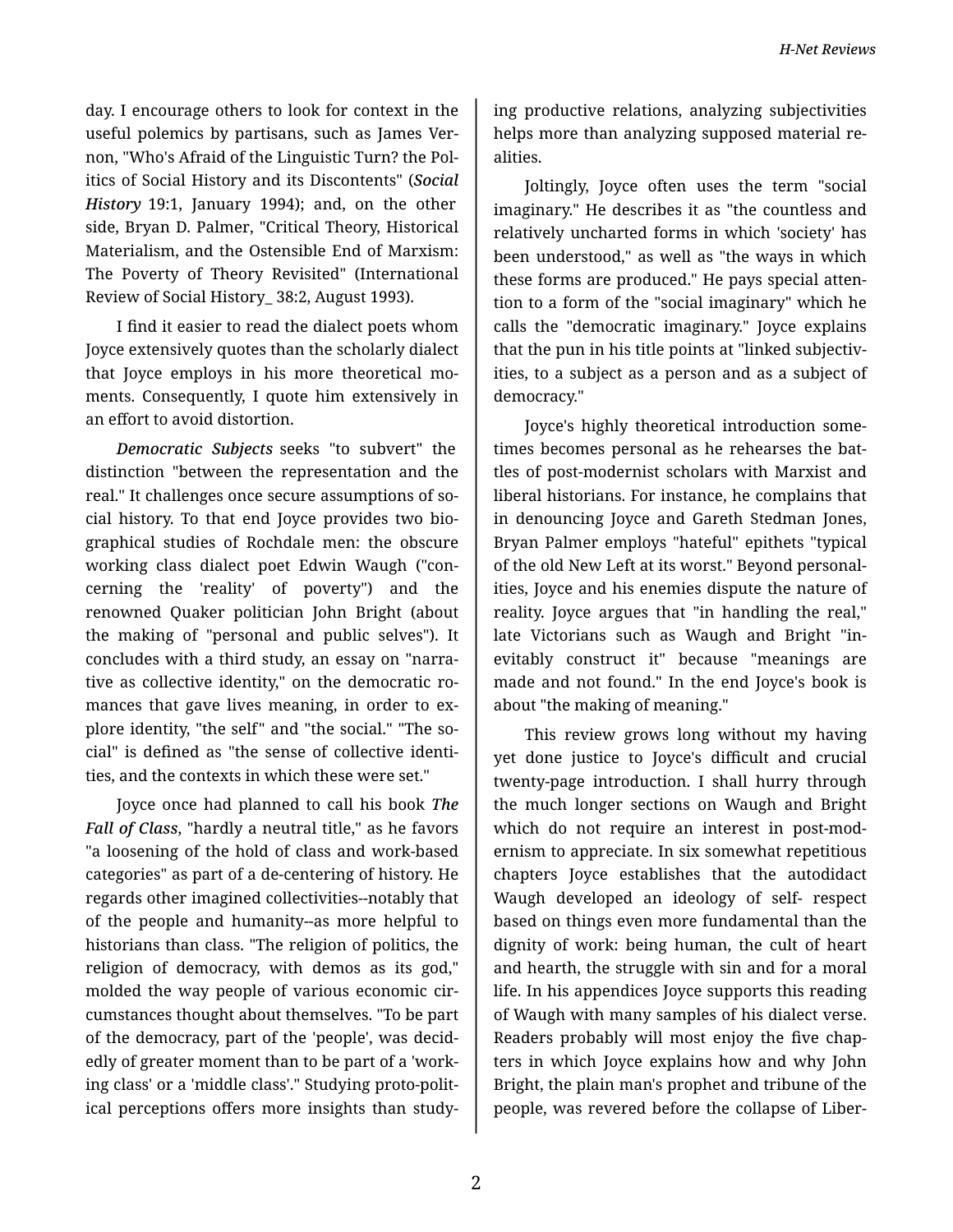day. I encourage others to look for context in the useful polemics by partisans, such as James Vernon, "Who's Afraid of the Linguistic Turn? the Politics of Social History and its Discontents" (*Social History* 19:1, January 1994); and, on the other side, Bryan D. Palmer, "Critical Theory, Historical Materialism, and the Ostensible End of Marxism: The Poverty of Theory Revisited" (International Review of Social History_ 38:2, August 1993).

I find it easier to read the dialect poets whom Joyce extensively quotes than the scholarly dialect that Joyce employs in his more theoretical moments. Consequently, I quote him extensively in an effort to avoid distortion.

*Democratic Subjects* seeks "to subvert" the distinction "between the representation and the real." It challenges once secure assumptions of social history. To that end Joyce provides two biographical studies of Rochdale men: the obscure working class dialect poet Edwin Waugh ("concerning the 'reality' of poverty") and the renowned Quaker politician John Bright (about the making of "personal and public selves"). It concludes with a third study, an essay on "narrative as collective identity," on the democratic romances that gave lives meaning, in order to explore identity, "the self" and "the social." "The social" is defined as "the sense of collective identities, and the contexts in which these were set."

Joyce once had planned to call his book *The Fall of Class*, "hardly a neutral title," as he favors "a loosening of the hold of class and work-based categories" as part of a de-centering of history. He regards other imagined collectivities--notably that of the people and humanity--as more helpful to historians than class. "The religion of politics, the religion of democracy, with demos as its god," molded the way people of various economic circumstances thought about themselves. "To be part of the democracy, part of the 'people', was decidedly of greater moment than to be part of a 'working class' or a 'middle class'." Studying proto-political perceptions offers more insights than studying productive relations, analyzing subjectivities helps more than analyzing supposed material realities.

Joltingly, Joyce often uses the term "social imaginary." He describes it as "the countless and relatively uncharted forms in which 'society' has been understood," as well as "the ways in which these forms are produced." He pays special attention to a form of the "social imaginary" which he calls the "democratic imaginary." Joyce explains that the pun in his title points at "linked subjectivities, to a subject as a person and as a subject of democracy."

Joyce's highly theoretical introduction sometimes becomes personal as he rehearses the battles of post-modernist scholars with Marxist and liberal historians. For instance, he complains that in denouncing Joyce and Gareth Stedman Jones, Bryan Palmer employs "hateful" epithets "typical of the old New Left at its worst." Beyond personalities, Joyce and his enemies dispute the nature of reality. Joyce argues that "in handling the real," late Victorians such as Waugh and Bright "inevitably construct it" because "meanings are made and not found." In the end Joyce's book is about "the making of meaning."

This review grows long without my having yet done justice to Joyce's difficult and crucial twenty-page introduction. I shall hurry through the much longer sections on Waugh and Bright which do not require an interest in post-modernism to appreciate. In six somewhat repetitious chapters Joyce establishes that the autodidact Waugh developed an ideology of self- respect based on things even more fundamental than the dignity of work: being human, the cult of heart and hearth, the struggle with sin and for a moral life. In his appendices Joyce supports this reading of Waugh with many samples of his dialect verse. Readers probably will most enjoy the five chapters in which Joyce explains how and why John Bright, the plain man's prophet and tribune of the people, was revered before the collapse of Liber-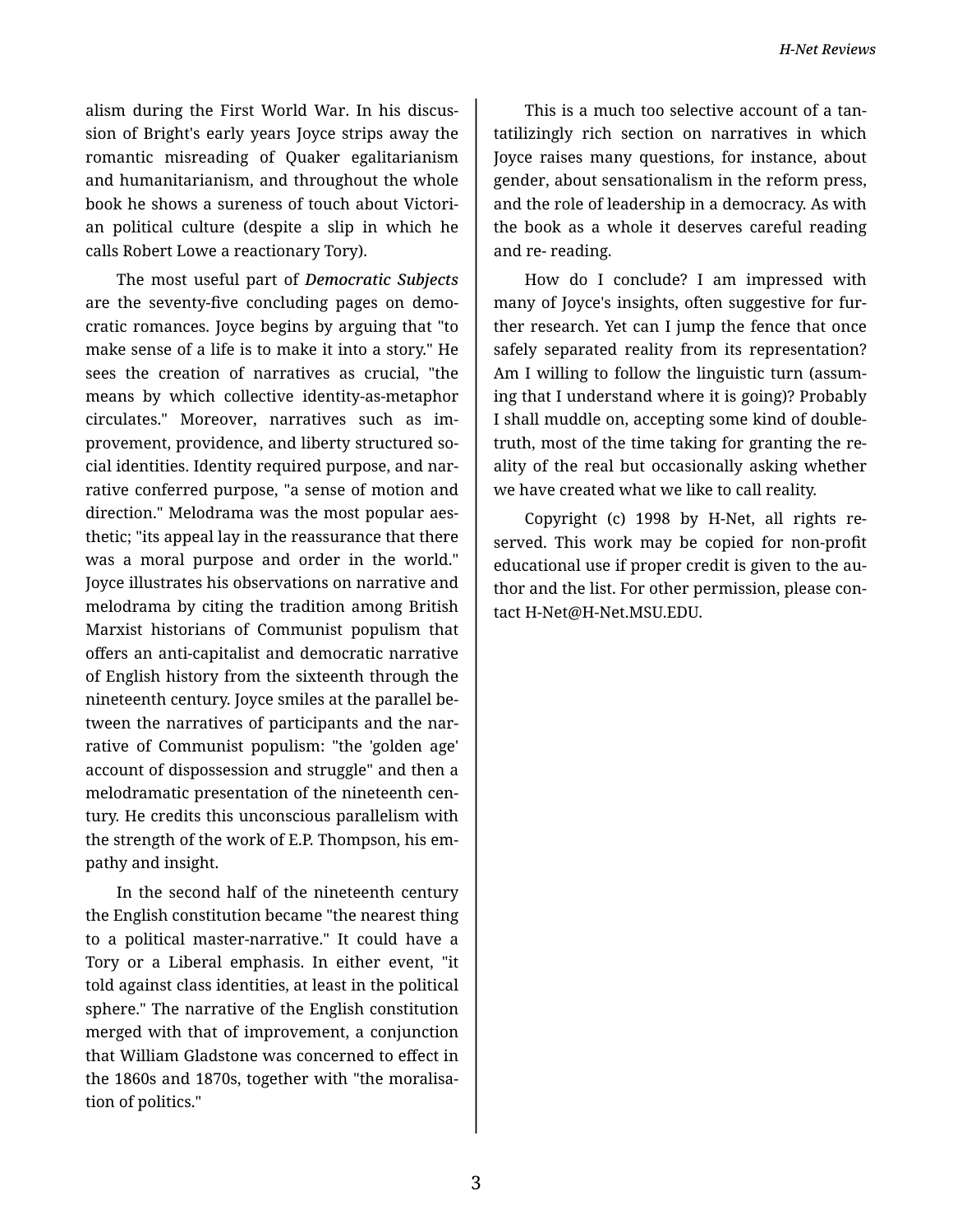alism during the First World War. In his discussion of Bright's early years Joyce strips away the romantic misreading of Quaker egalitarianism and humanitarianism, and throughout the whole book he shows a sureness of touch about Victorian political culture (despite a slip in which he calls Robert Lowe a reactionary Tory).

The most useful part of ***Democratic Subjects*** are the seventy-five concluding pages on democratic romances. Joyce begins by arguing that "to make sense of a life is to make it into a story." He sees the creation of narratives as crucial, "the means by which collective identity-as-metaphor circulates." Moreover, narratives such as improvement, providence, and liberty structured social identities. Identity required purpose, and narrative conferred purpose, "a sense of motion and direction." Melodrama was the most popular aesthetic; "its appeal lay in the reassurance that there was a moral purpose and order in the world." Joyce illustrates his observations on narrative and melodrama by citing the tradition among British Marxist historians of Communist populism that offers an anti-capitalist and democratic narrative of English history from the sixteenth through the nineteenth century. Joyce smiles at the parallel between the narratives of participants and the narrative of Communist populism: "the 'golden age' account of dispossession and struggle" and then a melodramatic presentation of the nineteenth century. He credits this unconscious parallelism with the strength of the work of E.P. Thompson, his empathy and insight.

In the second half of the nineteenth century the English constitution became "the nearest thing to a political master-narrative." It could have a Tory or a Liberal emphasis. In either event, "it told against class identities, at least in the political sphere." The narrative of the English constitution merged with that of improvement, a conjunction that William Gladstone was concerned to effect in the 1860s and 1870s, together with "the moralisation of politics."

This is a much too selective account of a tantalizingly rich section on narratives in which Joyce raises many questions, for instance, about gender, about sensationalism in the reform press, and the role of leadership in a democracy. As with the book as a whole it deserves careful reading and re- reading.

How do I conclude? I am impressed with many of Joyce's insights, often suggestive for further research. Yet can I jump the fence that once safely separated reality from its representation? Am I willing to follow the linguistic turn (assuming that I understand where it is going)? Probably I shall muddle on, accepting some kind of double-truth, most of the time taking for granting the reality of the real but occasionally asking whether we have created what we like to call reality.

Copyright (c) 1998 by H-Net, all rights reserved. This work may be copied for non-profit educational use if proper credit is given to the author and the list. For other permission, please contact H-Net@H-Net.MSU.EDU.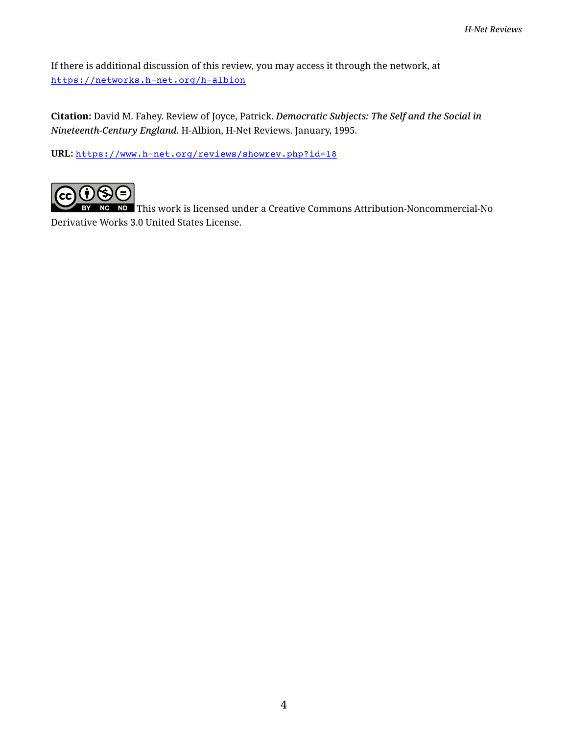If there is additional discussion of this review, you may access it through the network, at https://networks.h-net.org/h-albion

**Citation:** David M. Fahey. Review of Joyce, Patrick. ***Democratic Subjects: The Self and the Social in Nineteenth-Century England.*** H-Albion, H-Net Reviews. January, 1995.

**URL:** https://www.h-net.org/reviews/showrev.php?id=18

This work is licensed under a Creative Commons Attribution-Noncommercial-No Derivative Works 3.0 United States License.